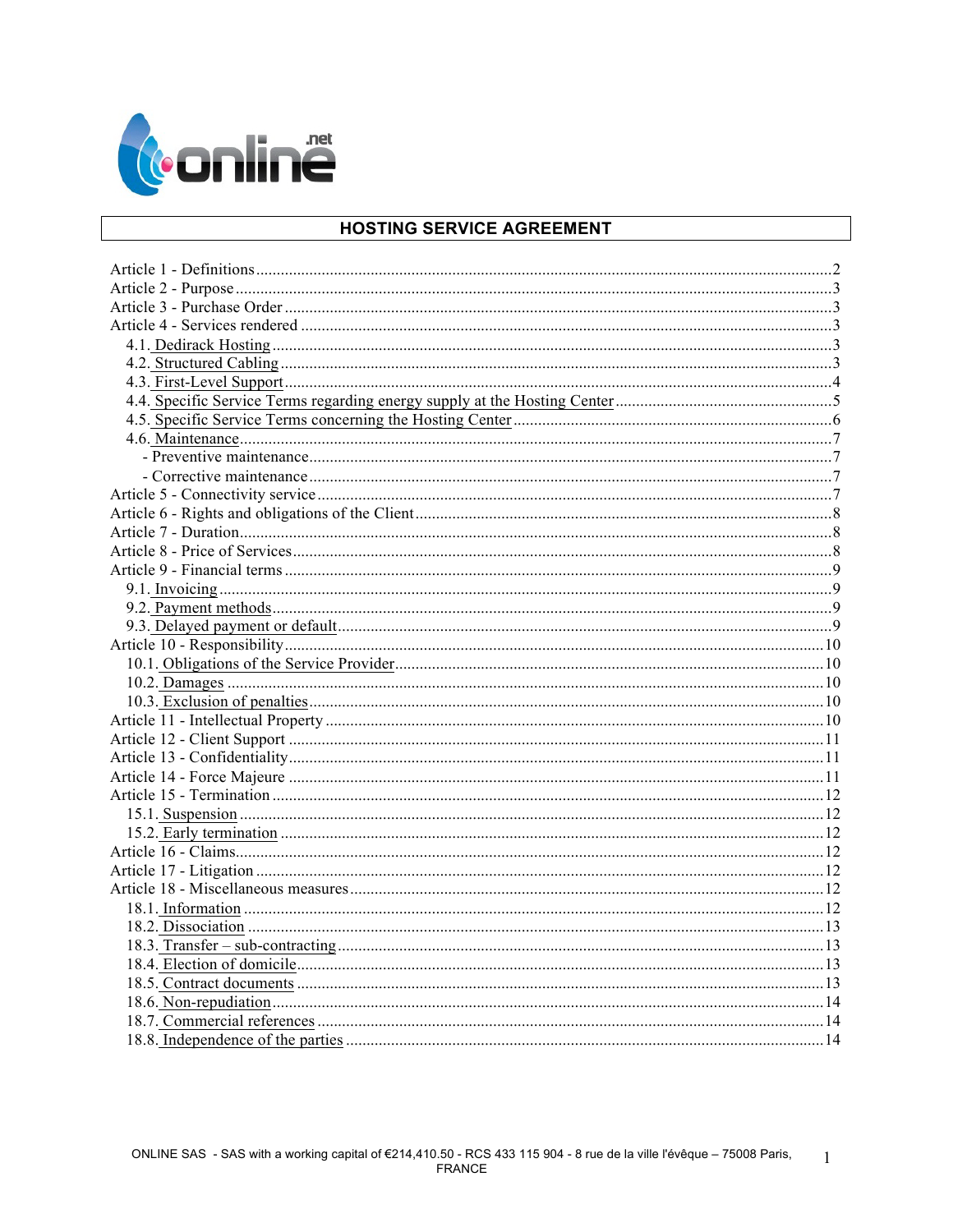# HOSTING SERVICE AGREEMENT

Article 1 - Definitions ..... 2
Article 2 - Purpose ..... 3
Article 3 - Purchase Order ..... 3
Article 4 - Services rendered ..... 3
  4.1. Dedirack Hosting ..... 3
  4.2. Structured Cabling ..... 3
  4.3. First-Level Support ..... 4
  4.4. Specific Service Terms regarding energy supply at the Hosting Center ..... 5
  4.5. Specific Service Terms concerning the Hosting Center ..... 6
  4.6. Maintenance ..... 7
    - Preventive maintenance ..... 7
    - Corrective maintenance ..... 7
Article 5 - Connectivity service ..... 7
Article 6 - Rights and obligations of the Client ..... 8
Article 7 - Duration ..... 8
Article 8 - Price of Services ..... 8
Article 9 - Financial terms ..... 9
  9.1. Invoicing ..... 9
  9.2. Payment methods ..... 9
  9.3. Delayed payment or default ..... 9
Article 10 - Responsibility ..... 10
  10.1. Obligations of the Service Provider ..... 10
  10.2. Damages ..... 10
  10.3. Exclusion of penalties ..... 10
Article 11 - Intellectual Property ..... 10
Article 12 - Client Support ..... 11
Article 13 - Confidentiality ..... 11
Article 14 - Force Majeure ..... 11
Article 15 - Termination ..... 12
  15.1. Suspension ..... 12
  15.2. Early termination ..... 12
Article 16 - Claims ..... 12
Article 17 - Litigation ..... 12
Article 18 - Miscellaneous measures ..... 12
  18.1. Information ..... 12
  18.2. Dissociation ..... 13
  18.3. Transfer – sub-contracting ..... 13
  18.4. Election of domicile ..... 13
  18.5. Contract documents ..... 13
  18.6. Non-repudiation ..... 14
  18.7. Commercial references ..... 14
  18.8. Independence of the parties ..... 14

ONLINE SAS - SAS with a working capital of €214,410.50 - RCS 433 115 904 - 8 rue de la ville l'évêque – 75008 Paris, FRANCE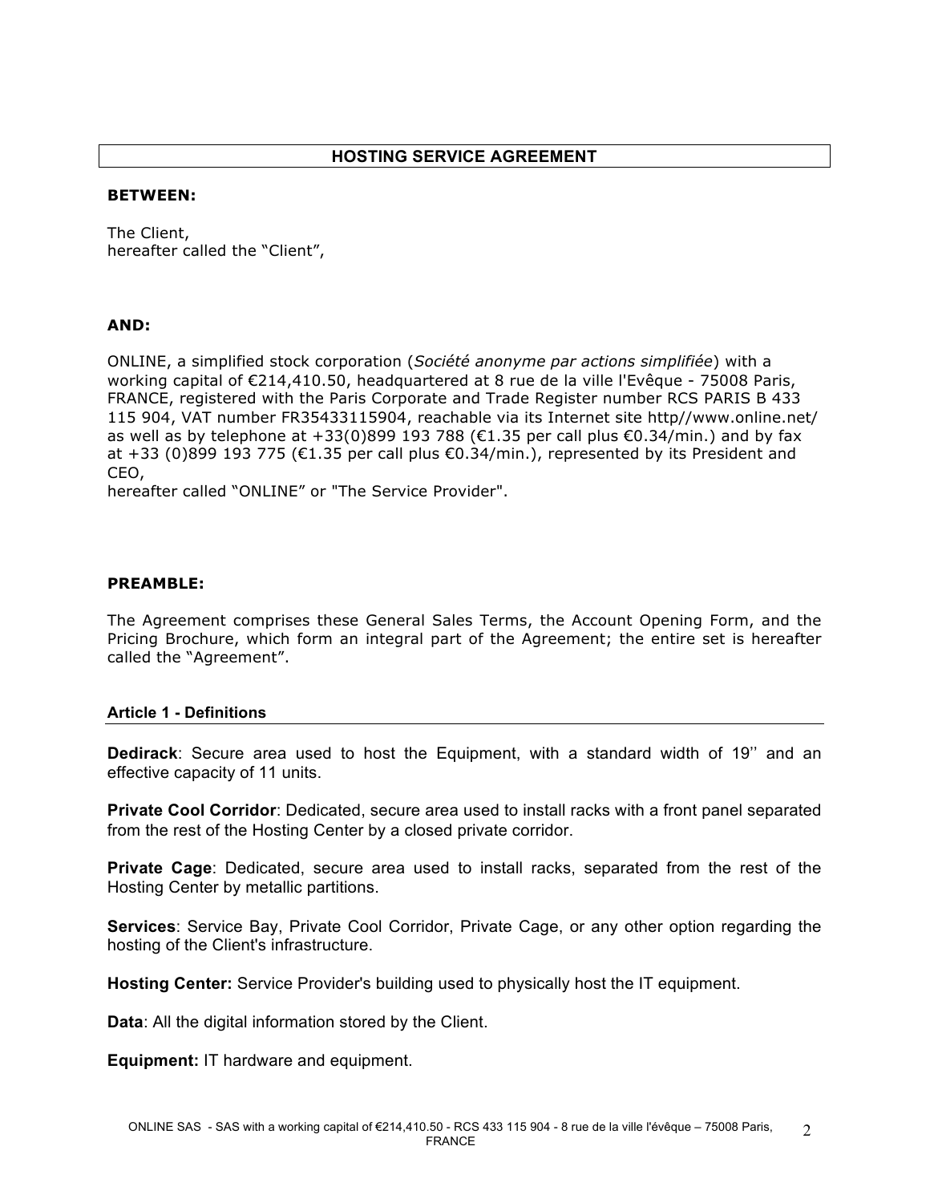# HOSTING SERVICE AGREEMENT

**BETWEEN:**

The Client,
hereafter called the "Client",

**AND:**

ONLINE, a simplified stock corporation (*Société anonyme par actions simplifiée*) with a working capital of €214,410.50, headquartered at 8 rue de la ville l'Evêque - 75008 Paris, FRANCE, registered with the Paris Corporate and Trade Register number RCS PARIS B 433 115 904, VAT number FR35433115904, reachable via its Internet site http//www.online.net/ as well as by telephone at +33(0)899 193 788 (€1.35 per call plus €0.34/min.) and by fax at +33 (0)899 193 775 (€1.35 per call plus €0.34/min.), represented by its President and CEO,
hereafter called "ONLINE" or "The Service Provider".

**PREAMBLE:**

The Agreement comprises these General Sales Terms, the Account Opening Form, and the Pricing Brochure, which form an integral part of the Agreement; the entire set is hereafter called the "Agreement".

## Article 1 - Definitions

**Dedirack**: Secure area used to host the Equipment, with a standard width of 19'' and an effective capacity of 11 units.

**Private Cool Corridor**: Dedicated, secure area used to install racks with a front panel separated from the rest of the Hosting Center by a closed private corridor.

**Private Cage**: Dedicated, secure area used to install racks, separated from the rest of the Hosting Center by metallic partitions.

**Services**: Service Bay, Private Cool Corridor, Private Cage, or any other option regarding the hosting of the Client's infrastructure.

**Hosting Center:** Service Provider's building used to physically host the IT equipment.

**Data**: All the digital information stored by the Client.

**Equipment:** IT hardware and equipment.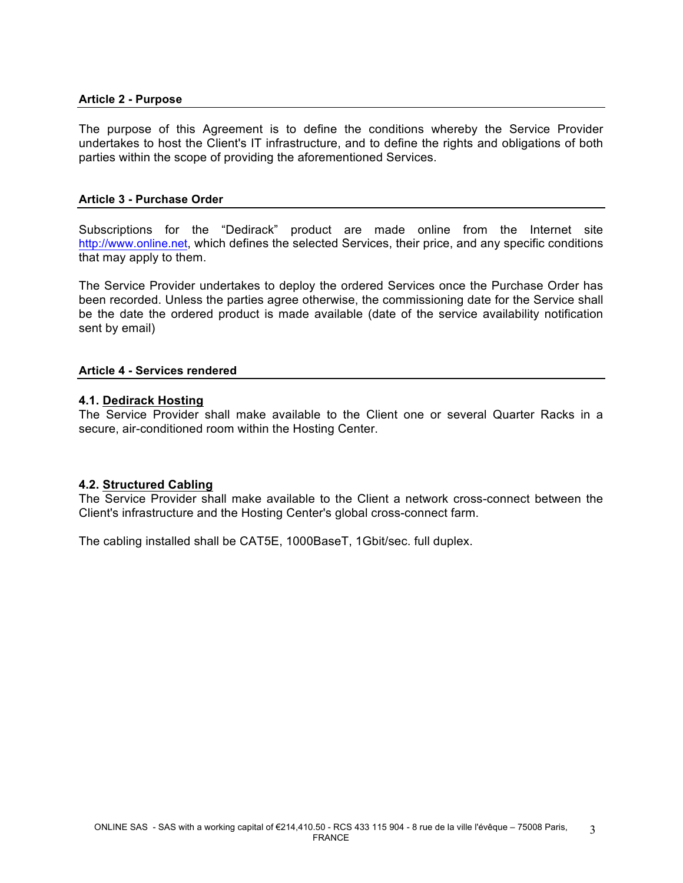## Article 2 - Purpose

The purpose of this Agreement is to define the conditions whereby the Service Provider undertakes to host the Client's IT infrastructure, and to define the rights and obligations of both parties within the scope of providing the aforementioned Services.

## Article 3 - Purchase Order

Subscriptions for the “Dedirack” product are made online from the Internet site http://www.online.net, which defines the selected Services, their price, and any specific conditions that may apply to them.

The Service Provider undertakes to deploy the ordered Services once the Purchase Order has been recorded. Unless the parties agree otherwise, the commissioning date for the Service shall be the date the ordered product is made available (date of the service availability notification sent by email)

## Article 4 - Services rendered

### 4.1. Dedirack Hosting

The Service Provider shall make available to the Client one or several Quarter Racks in a secure, air-conditioned room within the Hosting Center.

### 4.2. Structured Cabling

The Service Provider shall make available to the Client a network cross-connect between the Client's infrastructure and the Hosting Center's global cross-connect farm.

The cabling installed shall be CAT5E, 1000BaseT, 1Gbit/sec. full duplex.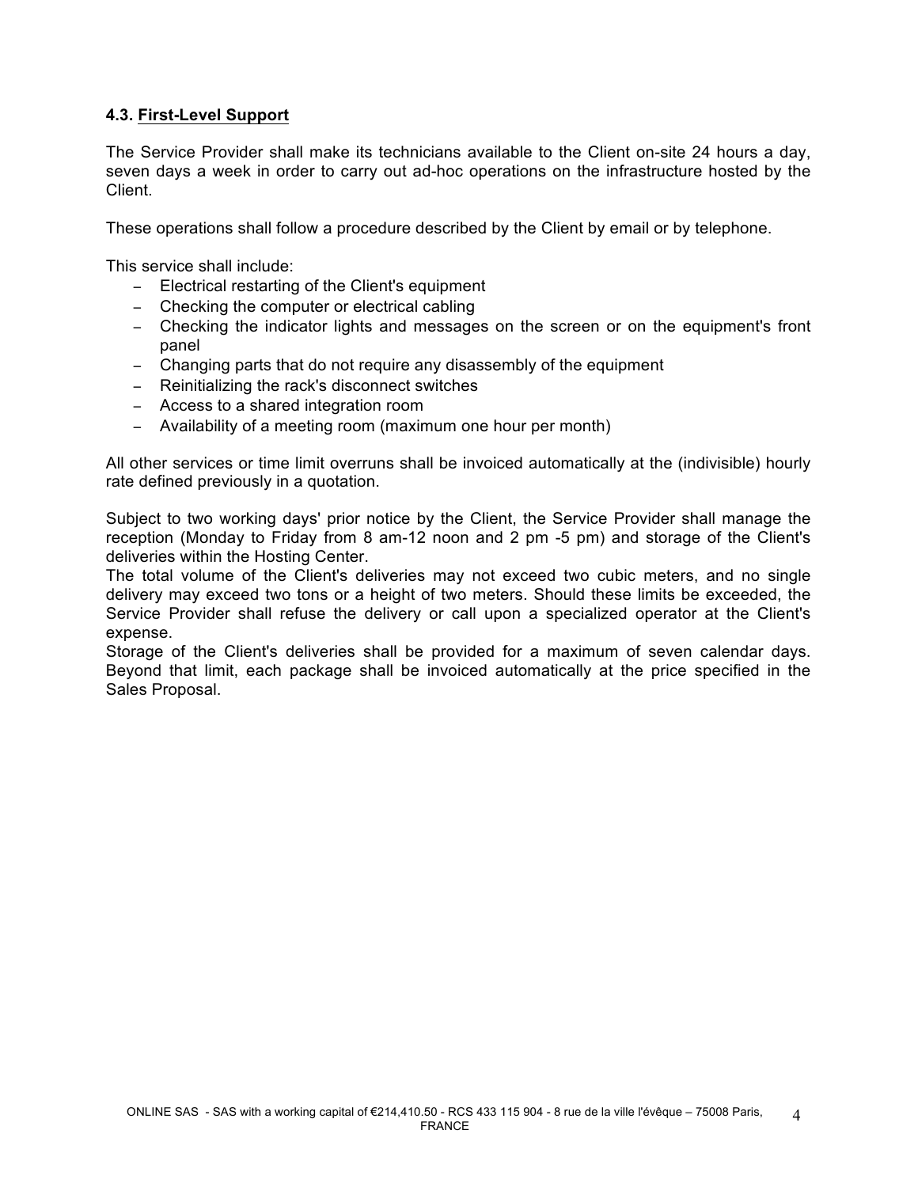### 4.3. First-Level Support

The Service Provider shall make its technicians available to the Client on-site 24 hours a day, seven days a week in order to carry out ad-hoc operations on the infrastructure hosted by the Client.

These operations shall follow a procedure described by the Client by email or by telephone.

This service shall include:

- Electrical restarting of the Client's equipment
- Checking the computer or electrical cabling
- Checking the indicator lights and messages on the screen or on the equipment's front panel
- Changing parts that do not require any disassembly of the equipment
- Reinitializing the rack's disconnect switches
- Access to a shared integration room
- Availability of a meeting room (maximum one hour per month)

All other services or time limit overruns shall be invoiced automatically at the (indivisible) hourly rate defined previously in a quotation.

Subject to two working days' prior notice by the Client, the Service Provider shall manage the reception (Monday to Friday from 8 am-12 noon and 2 pm -5 pm) and storage of the Client's deliveries within the Hosting Center.
The total volume of the Client's deliveries may not exceed two cubic meters, and no single delivery may exceed two tons or a height of two meters. Should these limits be exceeded, the Service Provider shall refuse the delivery or call upon a specialized operator at the Client's expense.
Storage of the Client's deliveries shall be provided for a maximum of seven calendar days. Beyond that limit, each package shall be invoiced automatically at the price specified in the Sales Proposal.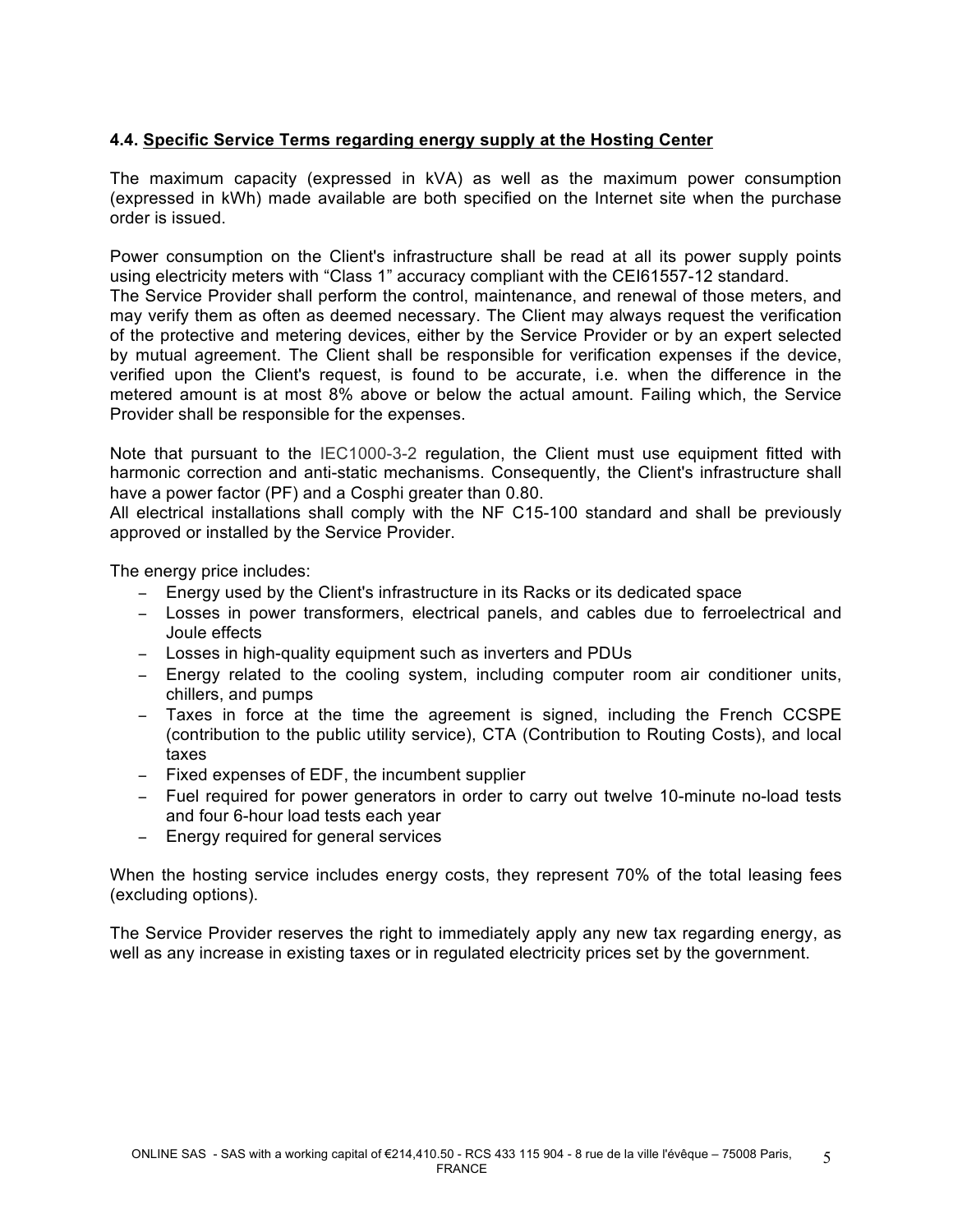### 4.4. Specific Service Terms regarding energy supply at the Hosting Center

The maximum capacity (expressed in kVA) as well as the maximum power consumption (expressed in kWh) made available are both specified on the Internet site when the purchase order is issued.

Power consumption on the Client's infrastructure shall be read at all its power supply points using electricity meters with "Class 1" accuracy compliant with the CEI61557-12 standard.
The Service Provider shall perform the control, maintenance, and renewal of those meters, and may verify them as often as deemed necessary. The Client may always request the verification of the protective and metering devices, either by the Service Provider or by an expert selected by mutual agreement. The Client shall be responsible for verification expenses if the device, verified upon the Client's request, is found to be accurate, i.e. when the difference in the metered amount is at most 8% above or below the actual amount. Failing which, the Service Provider shall be responsible for the expenses.

Note that pursuant to the IEC1000-3-2 regulation, the Client must use equipment fitted with harmonic correction and anti-static mechanisms. Consequently, the Client's infrastructure shall have a power factor (PF) and a Cosphi greater than 0.80.
All electrical installations shall comply with the NF C15-100 standard and shall be previously approved or installed by the Service Provider.

The energy price includes:

- Energy used by the Client's infrastructure in its Racks or its dedicated space
- Losses in power transformers, electrical panels, and cables due to ferroelectrical and Joule effects
- Losses in high-quality equipment such as inverters and PDUs
- Energy related to the cooling system, including computer room air conditioner units, chillers, and pumps
- Taxes in force at the time the agreement is signed, including the French CCSPE (contribution to the public utility service), CTA (Contribution to Routing Costs), and local taxes
- Fixed expenses of EDF, the incumbent supplier
- Fuel required for power generators in order to carry out twelve 10-minute no-load tests and four 6-hour load tests each year
- Energy required for general services

When the hosting service includes energy costs, they represent 70% of the total leasing fees (excluding options).

The Service Provider reserves the right to immediately apply any new tax regarding energy, as well as any increase in existing taxes or in regulated electricity prices set by the government.

ONLINE SAS - SAS with a working capital of €214,410.50 - RCS 433 115 904 - 8 rue de la ville l'évêque – 75008 Paris, FRANCE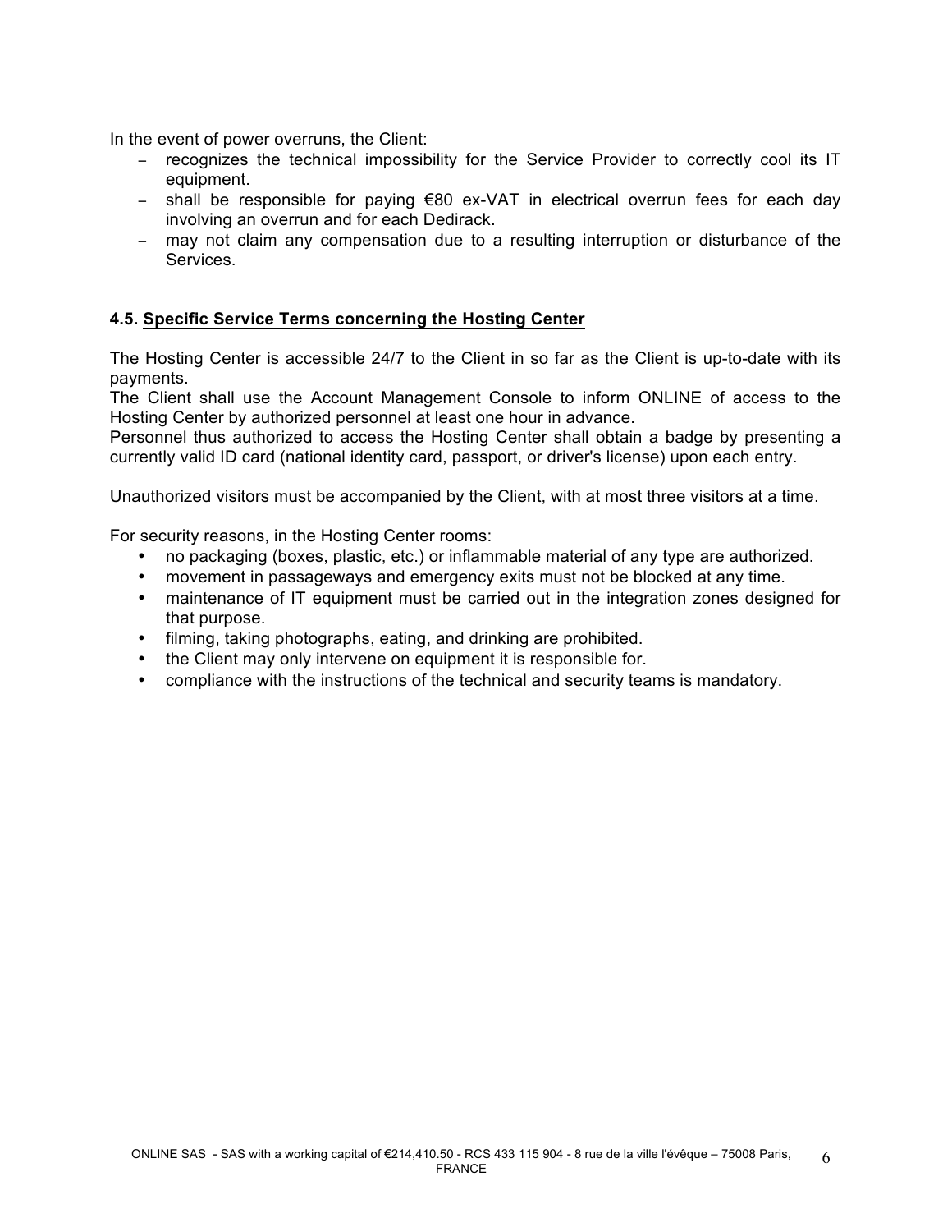In the event of power overruns, the Client:

- recognizes the technical impossibility for the Service Provider to correctly cool its IT equipment.
- shall be responsible for paying €80 ex-VAT in electrical overrun fees for each day involving an overrun and for each Dedirack.
- may not claim any compensation due to a resulting interruption or disturbance of the Services.

### 4.5. Specific Service Terms concerning the Hosting Center

The Hosting Center is accessible 24/7 to the Client in so far as the Client is up-to-date with its payments.

The Client shall use the Account Management Console to inform ONLINE of access to the Hosting Center by authorized personnel at least one hour in advance.

Personnel thus authorized to access the Hosting Center shall obtain a badge by presenting a currently valid ID card (national identity card, passport, or driver's license) upon each entry.

Unauthorized visitors must be accompanied by the Client, with at most three visitors at a time.

For security reasons, in the Hosting Center rooms:

- no packaging (boxes, plastic, etc.) or inflammable material of any type are authorized.
- movement in passageways and emergency exits must not be blocked at any time.
- maintenance of IT equipment must be carried out in the integration zones designed for that purpose.
- filming, taking photographs, eating, and drinking are prohibited.
- the Client may only intervene on equipment it is responsible for.
- compliance with the instructions of the technical and security teams is mandatory.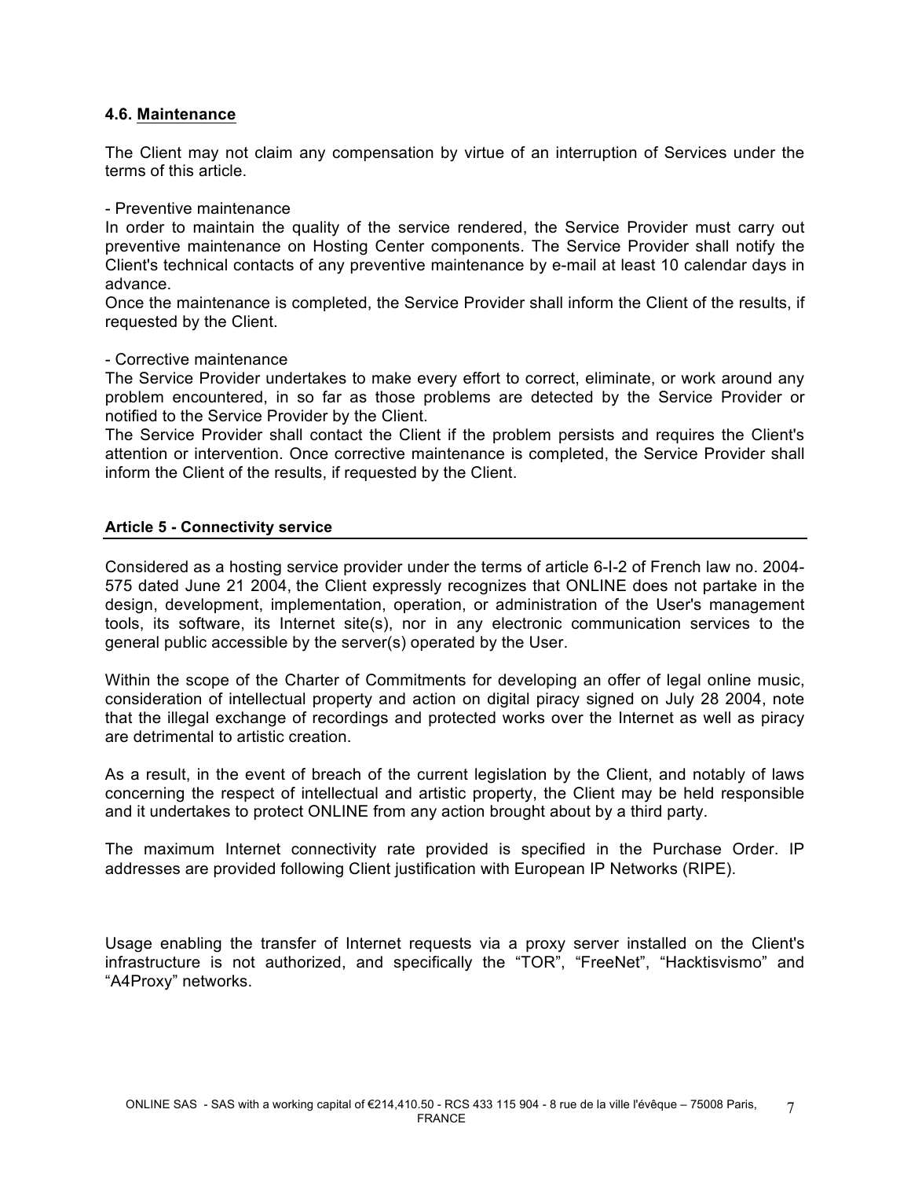### 4.6. Maintenance

The Client may not claim any compensation by virtue of an interruption of Services under the terms of this article.

- Preventive maintenance

In order to maintain the quality of the service rendered, the Service Provider must carry out preventive maintenance on Hosting Center components. The Service Provider shall notify the Client's technical contacts of any preventive maintenance by e-mail at least 10 calendar days in advance.
Once the maintenance is completed, the Service Provider shall inform the Client of the results, if requested by the Client.

- Corrective maintenance

The Service Provider undertakes to make every effort to correct, eliminate, or work around any problem encountered, in so far as those problems are detected by the Service Provider or notified to the Service Provider by the Client.
The Service Provider shall contact the Client if the problem persists and requires the Client's attention or intervention. Once corrective maintenance is completed, the Service Provider shall inform the Client of the results, if requested by the Client.

## Article 5 - Connectivity service

Considered as a hosting service provider under the terms of article 6-I-2 of French law no. 2004-575 dated June 21 2004, the Client expressly recognizes that ONLINE does not partake in the design, development, implementation, operation, or administration of the User's management tools, its software, its Internet site(s), nor in any electronic communication services to the general public accessible by the server(s) operated by the User.

Within the scope of the Charter of Commitments for developing an offer of legal online music, consideration of intellectual property and action on digital piracy signed on July 28 2004, note that the illegal exchange of recordings and protected works over the Internet as well as piracy are detrimental to artistic creation.

As a result, in the event of breach of the current legislation by the Client, and notably of laws concerning the respect of intellectual and artistic property, the Client may be held responsible and it undertakes to protect ONLINE from any action brought about by a third party.

The maximum Internet connectivity rate provided is specified in the Purchase Order. IP addresses are provided following Client justification with European IP Networks (RIPE).

Usage enabling the transfer of Internet requests via a proxy server installed on the Client's infrastructure is not authorized, and specifically the “TOR”, “FreeNet”, “Hacktisvismo” and “A4Proxy” networks.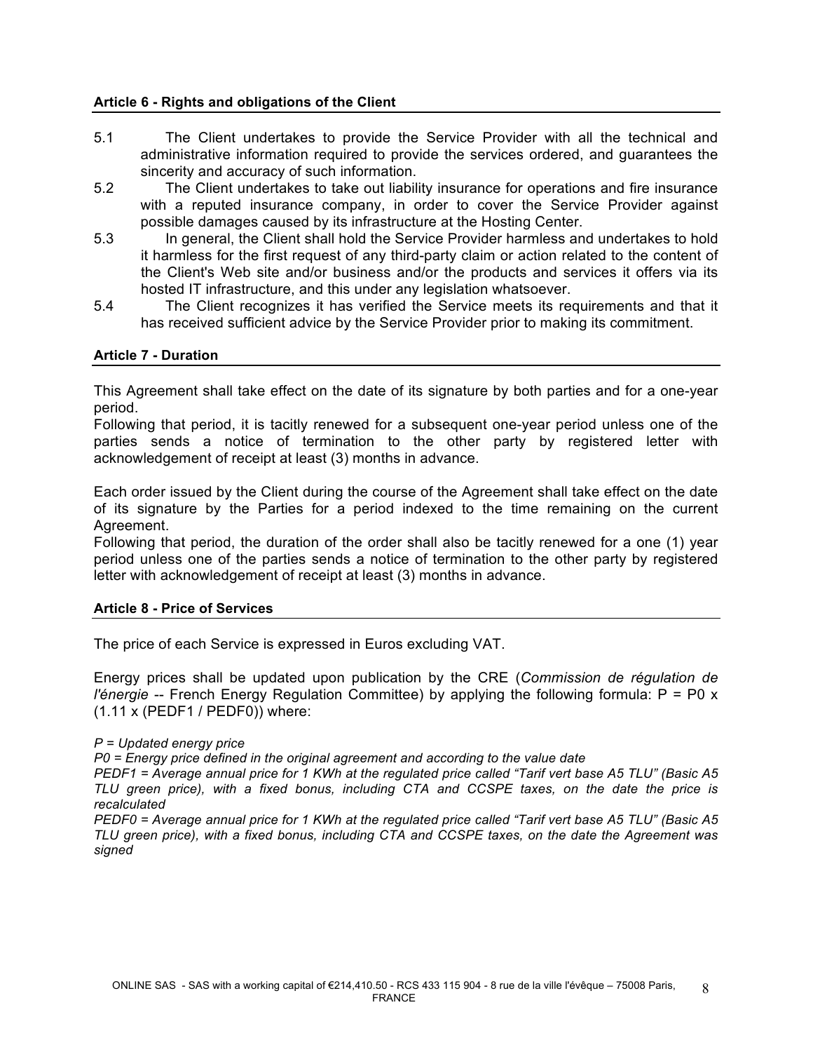#### Article 6 - Rights and obligations of the Client

5.1 The Client undertakes to provide the Service Provider with all the technical and administrative information required to provide the services ordered, and guarantees the sincerity and accuracy of such information.

5.2 The Client undertakes to take out liability insurance for operations and fire insurance with a reputed insurance company, in order to cover the Service Provider against possible damages caused by its infrastructure at the Hosting Center.

5.3 In general, the Client shall hold the Service Provider harmless and undertakes to hold it harmless for the first request of any third-party claim or action related to the content of the Client's Web site and/or business and/or the products and services it offers via its hosted IT infrastructure, and this under any legislation whatsoever.

5.4 The Client recognizes it has verified the Service meets its requirements and that it has received sufficient advice by the Service Provider prior to making its commitment.

#### Article 7 - Duration

This Agreement shall take effect on the date of its signature by both parties and for a one-year period.
Following that period, it is tacitly renewed for a subsequent one-year period unless one of the parties sends a notice of termination to the other party by registered letter with acknowledgement of receipt at least (3) months in advance.

Each order issued by the Client during the course of the Agreement shall take effect on the date of its signature by the Parties for a period indexed to the time remaining on the current Agreement.
Following that period, the duration of the order shall also be tacitly renewed for a one (1) year period unless one of the parties sends a notice of termination to the other party by registered letter with acknowledgement of receipt at least (3) months in advance.

#### Article 8 - Price of Services

The price of each Service is expressed in Euros excluding VAT.

Energy prices shall be updated upon publication by the CRE (*Commission de régulation de l'énergie* -- French Energy Regulation Committee) by applying the following formula: $P = P0 \times (1.11 \times (PEDF1 / PEDF0))$ where:

*P = Updated energy price*
*P0 = Energy price defined in the original agreement and according to the value date*
*PEDF1 = Average annual price for 1 KWh at the regulated price called "Tarif vert base A5 TLU" (Basic A5 TLU green price), with a fixed bonus, including CTA and CCSPE taxes, on the date the price is recalculated*
*PEDF0 = Average annual price for 1 KWh at the regulated price called "Tarif vert base A5 TLU" (Basic A5 TLU green price), with a fixed bonus, including CTA and CCSPE taxes, on the date the Agreement was signed*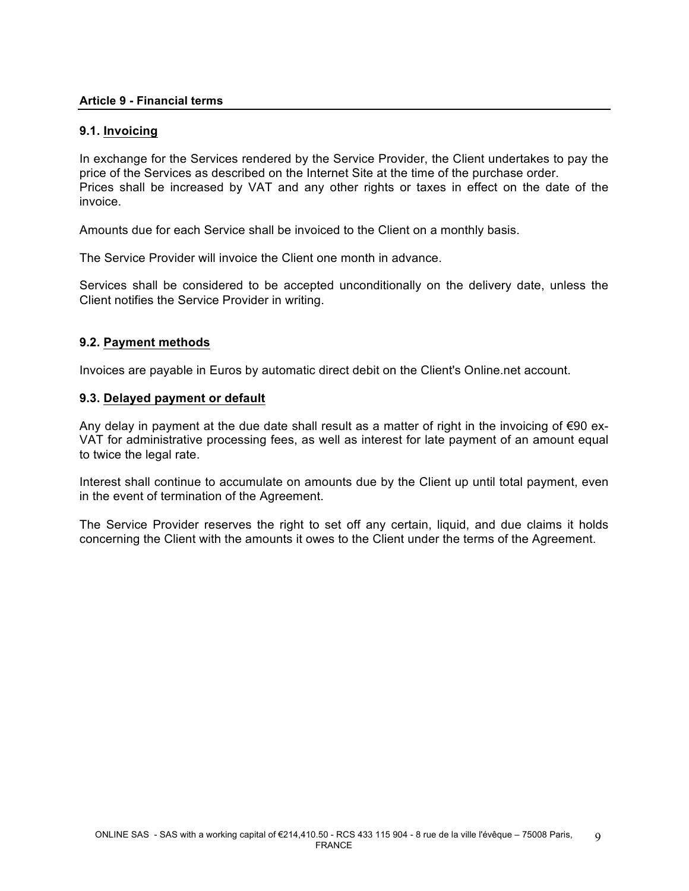## Article 9 - Financial terms

### 9.1. Invoicing

In exchange for the Services rendered by the Service Provider, the Client undertakes to pay the price of the Services as described on the Internet Site at the time of the purchase order.
Prices shall be increased by VAT and any other rights or taxes in effect on the date of the invoice.

Amounts due for each Service shall be invoiced to the Client on a monthly basis.

The Service Provider will invoice the Client one month in advance.

Services shall be considered to be accepted unconditionally on the delivery date, unless the Client notifies the Service Provider in writing.

### 9.2. Payment methods

Invoices are payable in Euros by automatic direct debit on the Client's Online.net account.

### 9.3. Delayed payment or default

Any delay in payment at the due date shall result as a matter of right in the invoicing of €90 ex-VAT for administrative processing fees, as well as interest for late payment of an amount equal to twice the legal rate.

Interest shall continue to accumulate on amounts due by the Client up until total payment, even in the event of termination of the Agreement.

The Service Provider reserves the right to set off any certain, liquid, and due claims it holds concerning the Client with the amounts it owes to the Client under the terms of the Agreement.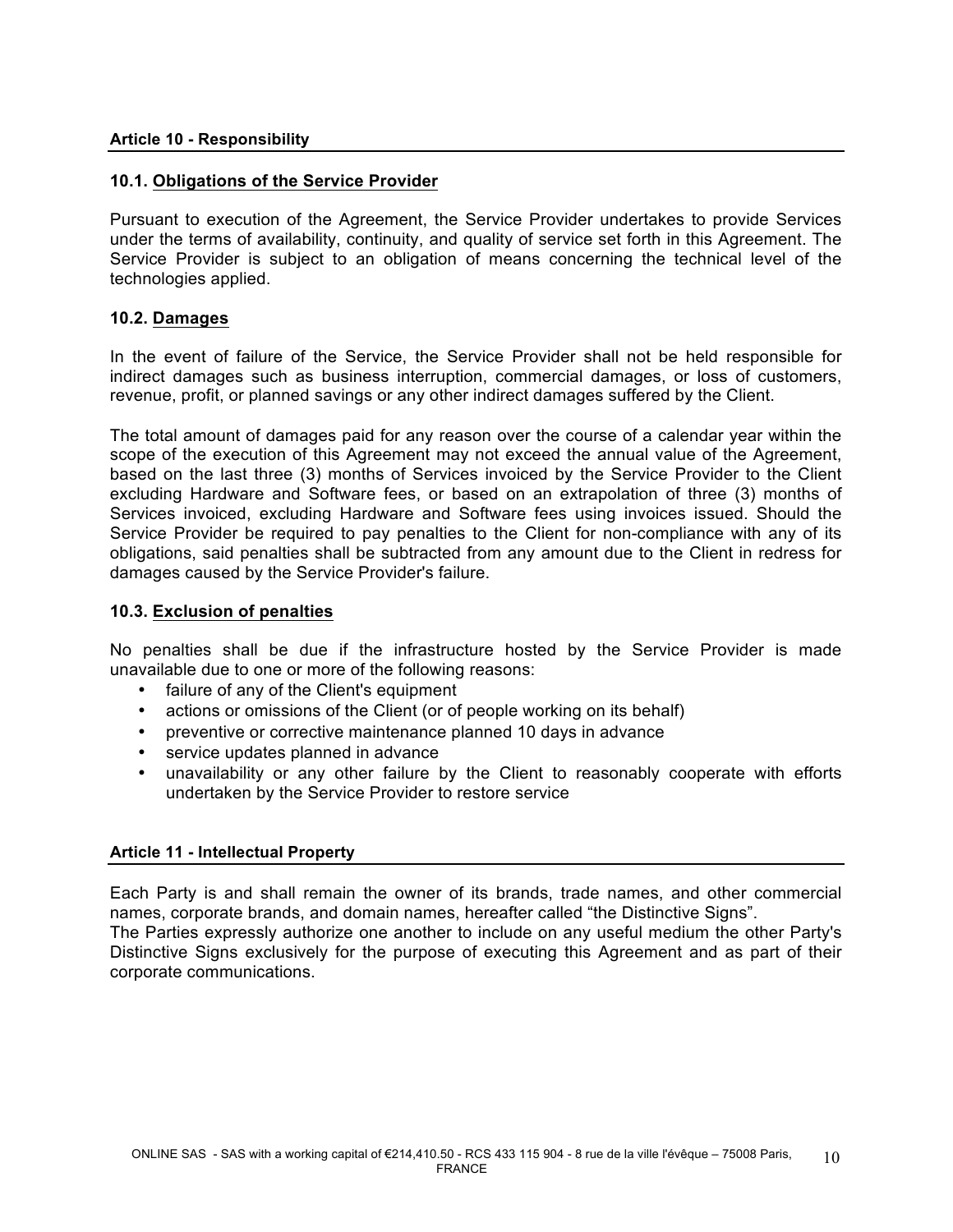## Article 10 - Responsibility

### 10.1. Obligations of the Service Provider

Pursuant to execution of the Agreement, the Service Provider undertakes to provide Services under the terms of availability, continuity, and quality of service set forth in this Agreement. The Service Provider is subject to an obligation of means concerning the technical level of the technologies applied.

### 10.2. Damages

In the event of failure of the Service, the Service Provider shall not be held responsible for indirect damages such as business interruption, commercial damages, or loss of customers, revenue, profit, or planned savings or any other indirect damages suffered by the Client.

The total amount of damages paid for any reason over the course of a calendar year within the scope of the execution of this Agreement may not exceed the annual value of the Agreement, based on the last three (3) months of Services invoiced by the Service Provider to the Client excluding Hardware and Software fees, or based on an extrapolation of three (3) months of Services invoiced, excluding Hardware and Software fees using invoices issued. Should the Service Provider be required to pay penalties to the Client for non-compliance with any of its obligations, said penalties shall be subtracted from any amount due to the Client in redress for damages caused by the Service Provider's failure.

### 10.3. Exclusion of penalties

No penalties shall be due if the infrastructure hosted by the Service Provider is made unavailable due to one or more of the following reasons:

- failure of any of the Client's equipment
- actions or omissions of the Client (or of people working on its behalf)
- preventive or corrective maintenance planned 10 days in advance
- service updates planned in advance
- unavailability or any other failure by the Client to reasonably cooperate with efforts undertaken by the Service Provider to restore service

## Article 11 - Intellectual Property

Each Party is and shall remain the owner of its brands, trade names, and other commercial names, corporate brands, and domain names, hereafter called “the Distinctive Signs”.
The Parties expressly authorize one another to include on any useful medium the other Party's Distinctive Signs exclusively for the purpose of executing this Agreement and as part of their corporate communications.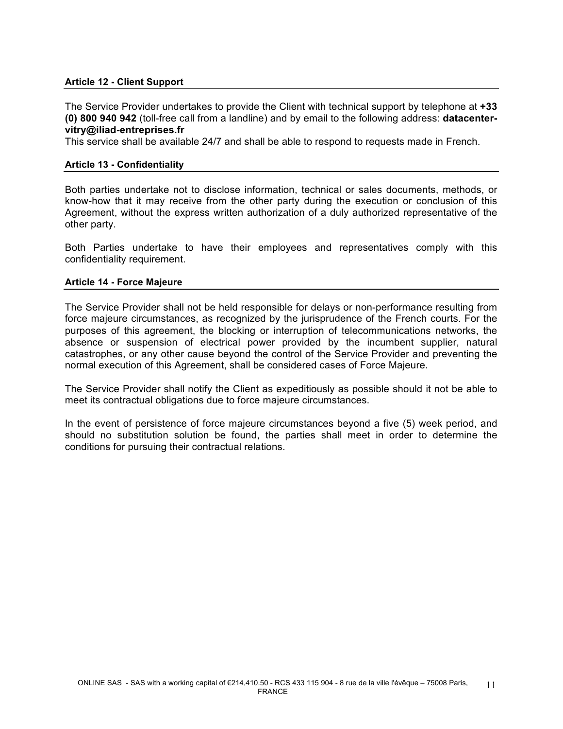### Article 12 - Client Support

The Service Provider undertakes to provide the Client with technical support by telephone at **+33 (0) 800 940 942** (toll-free call from a landline) and by email to the following address: **datacenter-vitry@iliad-entreprises.fr**

This service shall be available 24/7 and shall be able to respond to requests made in French.

### Article 13 - Confidentiality

Both parties undertake not to disclose information, technical or sales documents, methods, or know-how that it may receive from the other party during the execution or conclusion of this Agreement, without the express written authorization of a duly authorized representative of the other party.

Both Parties undertake to have their employees and representatives comply with this confidentiality requirement.

### Article 14 - Force Majeure

The Service Provider shall not be held responsible for delays or non-performance resulting from force majeure circumstances, as recognized by the jurisprudence of the French courts. For the purposes of this agreement, the blocking or interruption of telecommunications networks, the absence or suspension of electrical power provided by the incumbent supplier, natural catastrophes, or any other cause beyond the control of the Service Provider and preventing the normal execution of this Agreement, shall be considered cases of Force Majeure.

The Service Provider shall notify the Client as expeditiously as possible should it not be able to meet its contractual obligations due to force majeure circumstances.

In the event of persistence of force majeure circumstances beyond a five (5) week period, and should no substitution solution be found, the parties shall meet in order to determine the conditions for pursuing their contractual relations.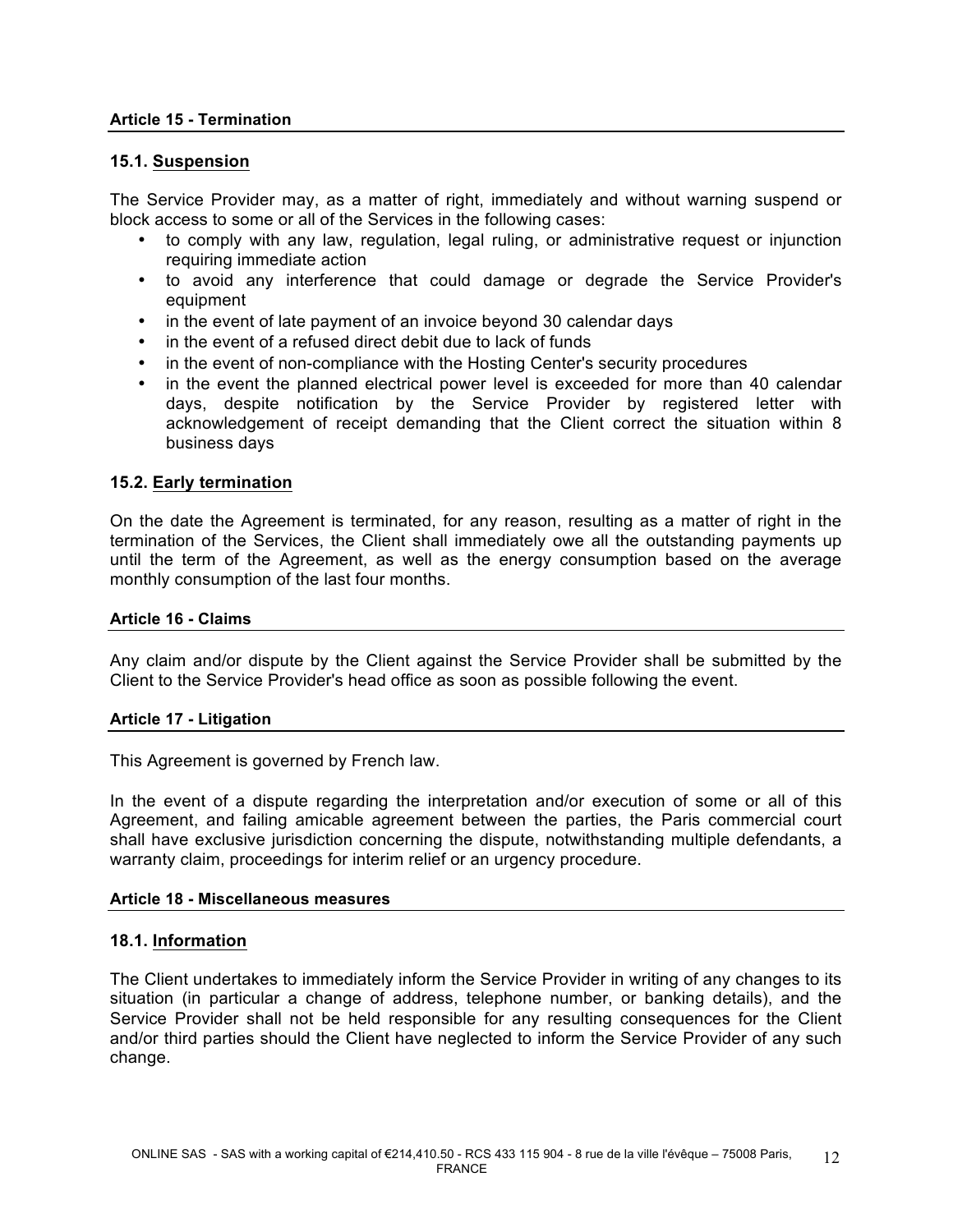## Article 15 - Termination

### 15.1. Suspension

The Service Provider may, as a matter of right, immediately and without warning suspend or block access to some or all of the Services in the following cases:

- to comply with any law, regulation, legal ruling, or administrative request or injunction requiring immediate action
- to avoid any interference that could damage or degrade the Service Provider's equipment
- in the event of late payment of an invoice beyond 30 calendar days
- in the event of a refused direct debit due to lack of funds
- in the event of non-compliance with the Hosting Center's security procedures
- in the event the planned electrical power level is exceeded for more than 40 calendar days, despite notification by the Service Provider by registered letter with acknowledgement of receipt demanding that the Client correct the situation within 8 business days

### 15.2. Early termination

On the date the Agreement is terminated, for any reason, resulting as a matter of right in the termination of the Services, the Client shall immediately owe all the outstanding payments up until the term of the Agreement, as well as the energy consumption based on the average monthly consumption of the last four months.

## Article 16 - Claims

Any claim and/or dispute by the Client against the Service Provider shall be submitted by the Client to the Service Provider's head office as soon as possible following the event.

## Article 17 - Litigation

This Agreement is governed by French law.

In the event of a dispute regarding the interpretation and/or execution of some or all of this Agreement, and failing amicable agreement between the parties, the Paris commercial court shall have exclusive jurisdiction concerning the dispute, notwithstanding multiple defendants, a warranty claim, proceedings for interim relief or an urgency procedure.

## Article 18 - Miscellaneous measures

### 18.1. Information

The Client undertakes to immediately inform the Service Provider in writing of any changes to its situation (in particular a change of address, telephone number, or banking details), and the Service Provider shall not be held responsible for any resulting consequences for the Client and/or third parties should the Client have neglected to inform the Service Provider of any such change.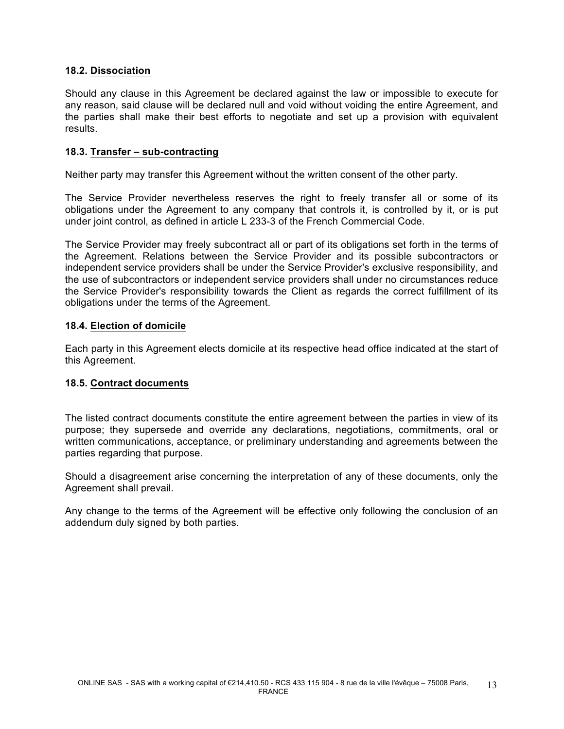### 18.2. <u>Dissociation</u>

Should any clause in this Agreement be declared against the law or impossible to execute for any reason, said clause will be declared null and void without voiding the entire Agreement, and the parties shall make their best efforts to negotiate and set up a provision with equivalent results.

### 18.3. <u>Transfer – sub-contracting</u>

Neither party may transfer this Agreement without the written consent of the other party.

The Service Provider nevertheless reserves the right to freely transfer all or some of its obligations under the Agreement to any company that controls it, is controlled by it, or is put under joint control, as defined in article L 233-3 of the French Commercial Code.

The Service Provider may freely subcontract all or part of its obligations set forth in the terms of the Agreement. Relations between the Service Provider and its possible subcontractors or independent service providers shall be under the Service Provider's exclusive responsibility, and the use of subcontractors or independent service providers shall under no circumstances reduce the Service Provider's responsibility towards the Client as regards the correct fulfillment of its obligations under the terms of the Agreement.

### 18.4. <u>Election of domicile</u>

Each party in this Agreement elects domicile at its respective head office indicated at the start of this Agreement.

### 18.5. <u>Contract documents</u>

The listed contract documents constitute the entire agreement between the parties in view of its purpose; they supersede and override any declarations, negotiations, commitments, oral or written communications, acceptance, or preliminary understanding and agreements between the parties regarding that purpose.

Should a disagreement arise concerning the interpretation of any of these documents, only the Agreement shall prevail.

Any change to the terms of the Agreement will be effective only following the conclusion of an addendum duly signed by both parties.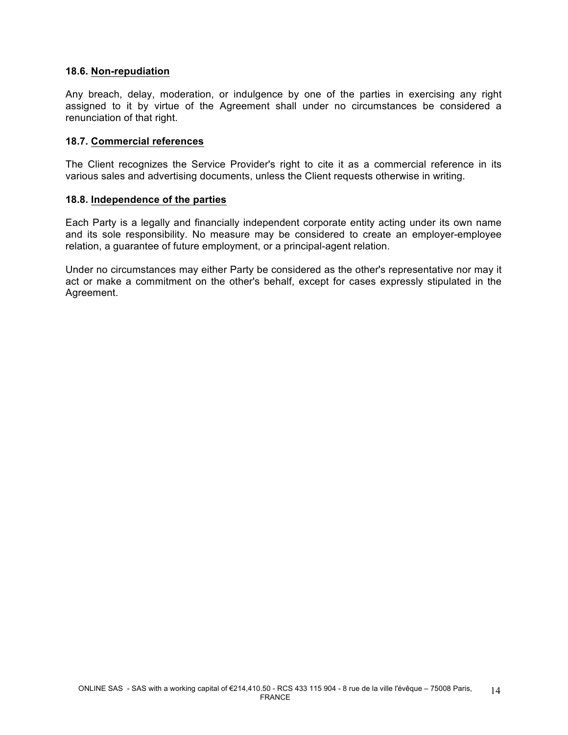### 18.6. Non-repudiation

Any breach, delay, moderation, or indulgence by one of the parties in exercising any right assigned to it by virtue of the Agreement shall under no circumstances be considered a renunciation of that right.

### 18.7. Commercial references

The Client recognizes the Service Provider's right to cite it as a commercial reference in its various sales and advertising documents, unless the Client requests otherwise in writing.

### 18.8. Independence of the parties

Each Party is a legally and financially independent corporate entity acting under its own name and its sole responsibility. No measure may be considered to create an employer-employee relation, a guarantee of future employment, or a principal-agent relation.

Under no circumstances may either Party be considered as the other's representative nor may it act or make a commitment on the other's behalf, except for cases expressly stipulated in the Agreement.